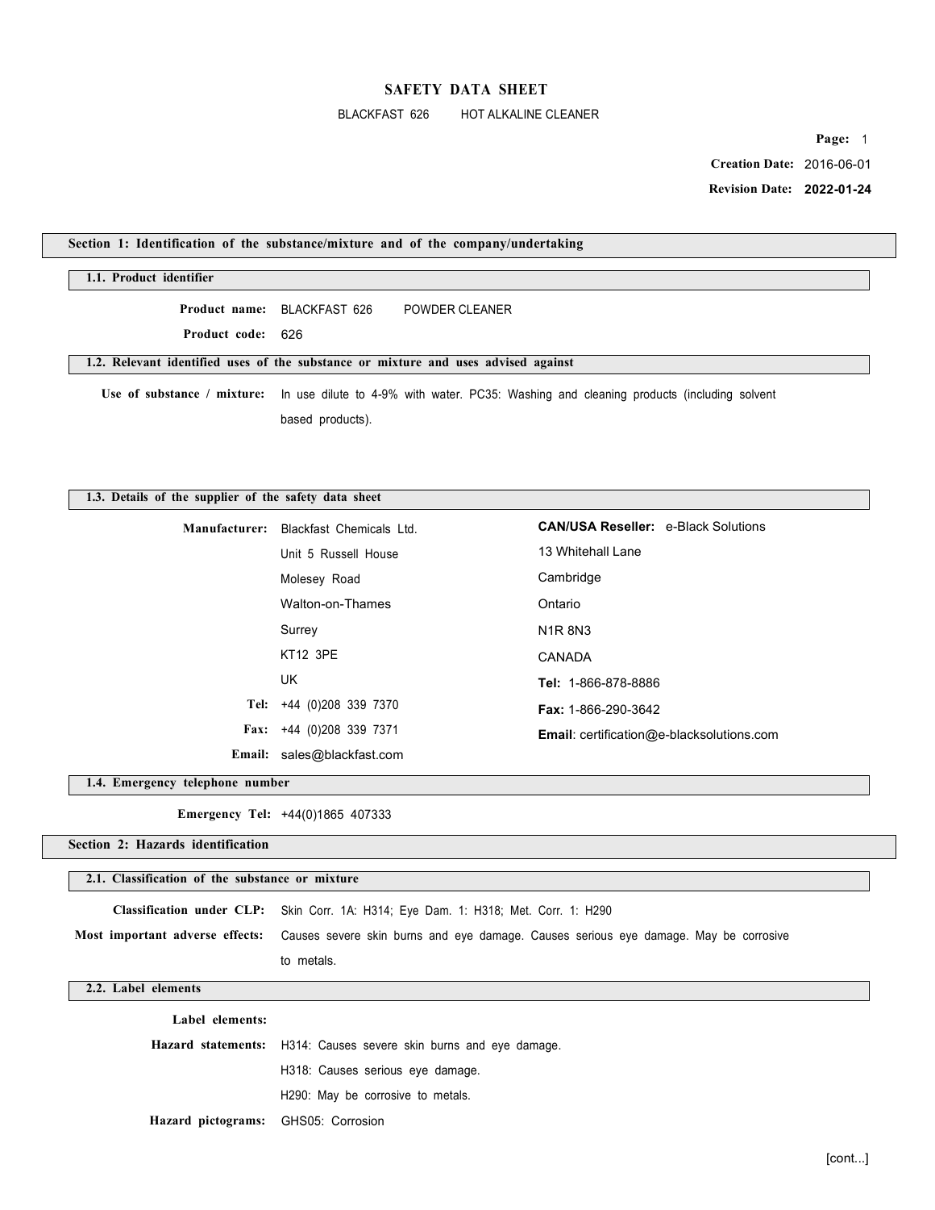# SAFETY DATA SHEET

BLACKFAST 626 HOT ALKALINE CLEANER

**Creation Date:** 2016-06-01

**Revision Date:** **2022-01-24**

## Section 1: Identification of the substance/mixture and of the company/undertaking

### 1.1. Product identifier

**Product name:** BLACKFAST 626 POWDER CLEANER

**Product code:** 626

### 1.2. Relevant identified uses of the substance or mixture and uses advised against

**Use of substance / mixture:** In use dilute to 4-9% with water. PC35: Washing and cleaning products (including solvent based products).

### 1.3. Details of the supplier of the safety data sheet

**Manufacturer:** Blackfast Chemicals Ltd.
Unit 5 Russell House
Molesey Road
Walton-on-Thames
Surrey
KT12 3PE
UK

**Tel:** +44 (0)208 339 7370

**Fax:** +44 (0)208 339 7371

**Email:** sales@blackfast.com

**CAN/USA Reseller:** e-Black Solutions
13 Whitehall Lane
Cambridge
Ontario
N1R 8N3
CANADA

**Tel:** 1-866-878-8886

**Fax:** 1-866-290-3642

**Email**: certification@e-blacksolutions.com

### 1.4. Emergency telephone number

**Emergency Tel:** +44(0)1865 407333

## Section 2: Hazards identification

### 2.1. Classification of the substance or mixture

**Classification under CLP:** Skin Corr. 1A: H314; Eye Dam. 1: H318; Met. Corr. 1: H290

**Most important adverse effects:** Causes severe skin burns and eye damage. Causes serious eye damage. May be corrosive to metals.

### 2.2. Label elements

**Label elements:**

**Hazard statements:** H314: Causes severe skin burns and eye damage.
H318: Causes serious eye damage.
H290: May be corrosive to metals.

**Hazard pictograms:** GHS05: Corrosion

[cont...]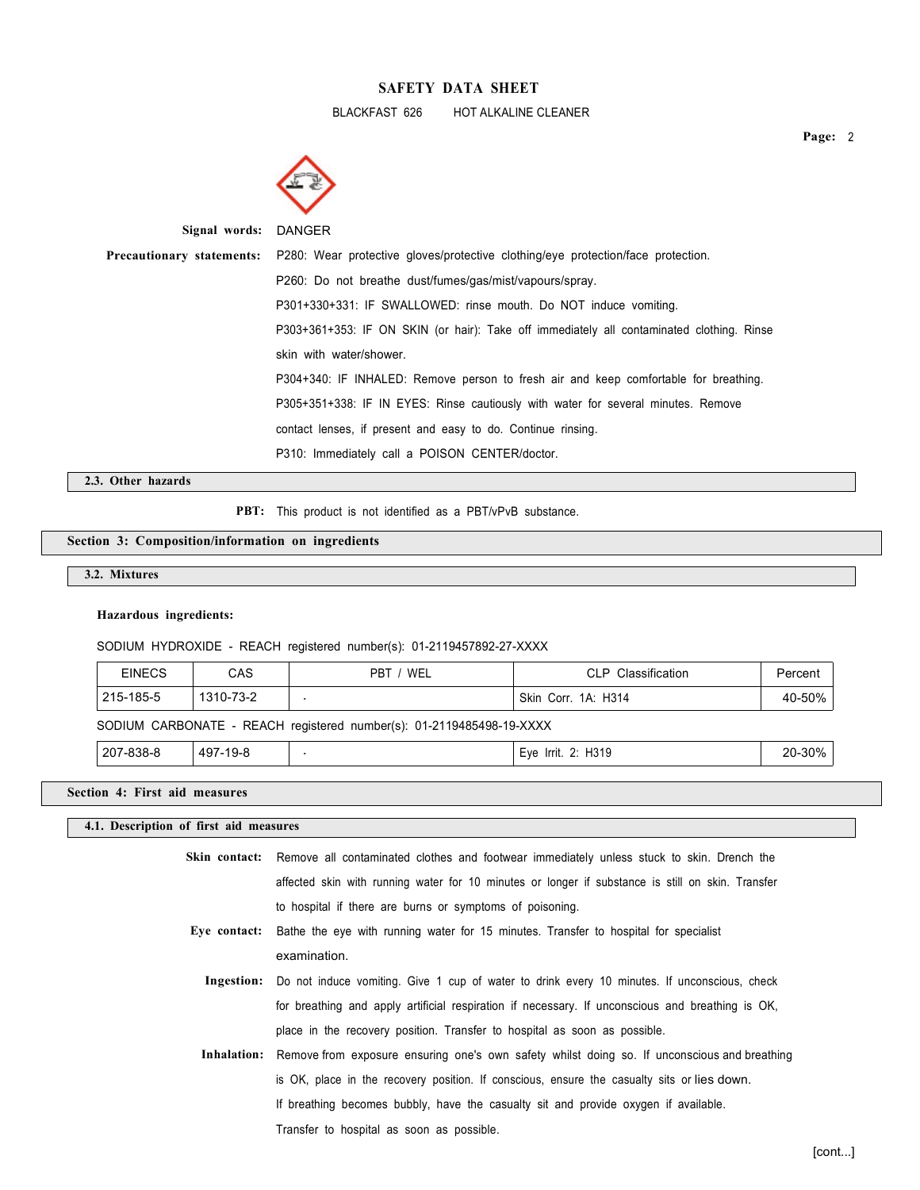**Signal words:** DANGER

**Precautionary statements:** P280: Wear protective gloves/protective clothing/eye protection/face protection.

P260: Do not breathe dust/fumes/gas/mist/vapours/spray.

P301+330+331: IF SWALLOWED: rinse mouth. Do NOT induce vomiting.

P303+361+353: IF ON SKIN (or hair): Take off immediately all contaminated clothing. Rinse skin with water/shower.

P304+340: IF INHALED: Remove person to fresh air and keep comfortable for breathing.

P305+351+338: IF IN EYES: Rinse cautiously with water for several minutes. Remove contact lenses, if present and easy to do. Continue rinsing.

P310: Immediately call a POISON CENTER/doctor.

### 2.3. Other hazards

**PBT:** This product is not identified as a PBT/vPvB substance.

## Section 3: Composition/information on ingredients

### 3.2. Mixtures

**Hazardous ingredients:**

SODIUM HYDROXIDE - REACH registered number(s): 01-2119457892-27-XXXX

| EINECS | CAS | PBT / WEL | CLP Classification | Percent |
|---|---|---|---|---|
| 215-185-5 | 1310-73-2 | - | Skin Corr. 1A: H314 | 40-50% |

SODIUM CARBONATE - REACH registered number(s): 01-2119485498-19-XXXX

| EINECS | CAS | PBT / WEL | CLP Classification | Percent |
|---|---|---|---|---|
| 207-838-8 | 497-19-8 | - | Eye Irrit. 2: H319 | 20-30% |

## Section 4: First aid measures

### 4.1. Description of first aid measures

**Skin contact:** Remove all contaminated clothes and footwear immediately unless stuck to skin. Drench the affected skin with running water for 10 minutes or longer if substance is still on skin. Transfer to hospital if there are burns or symptoms of poisoning.

**Eye contact:** Bathe the eye with running water for 15 minutes. Transfer to hospital for specialist examination.

**Ingestion:** Do not induce vomiting. Give 1 cup of water to drink every 10 minutes. If unconscious, check for breathing and apply artificial respiration if necessary. If unconscious and breathing is OK, place in the recovery position. Transfer to hospital as soon as possible.

**Inhalation:** Remove from exposure ensuring one's own safety whilst doing so. If unconscious and breathing is OK, place in the recovery position. If conscious, ensure the casualty sits or lies down. If breathing becomes bubbly, have the casualty sit and provide oxygen if available. Transfer to hospital as soon as possible.

[cont...]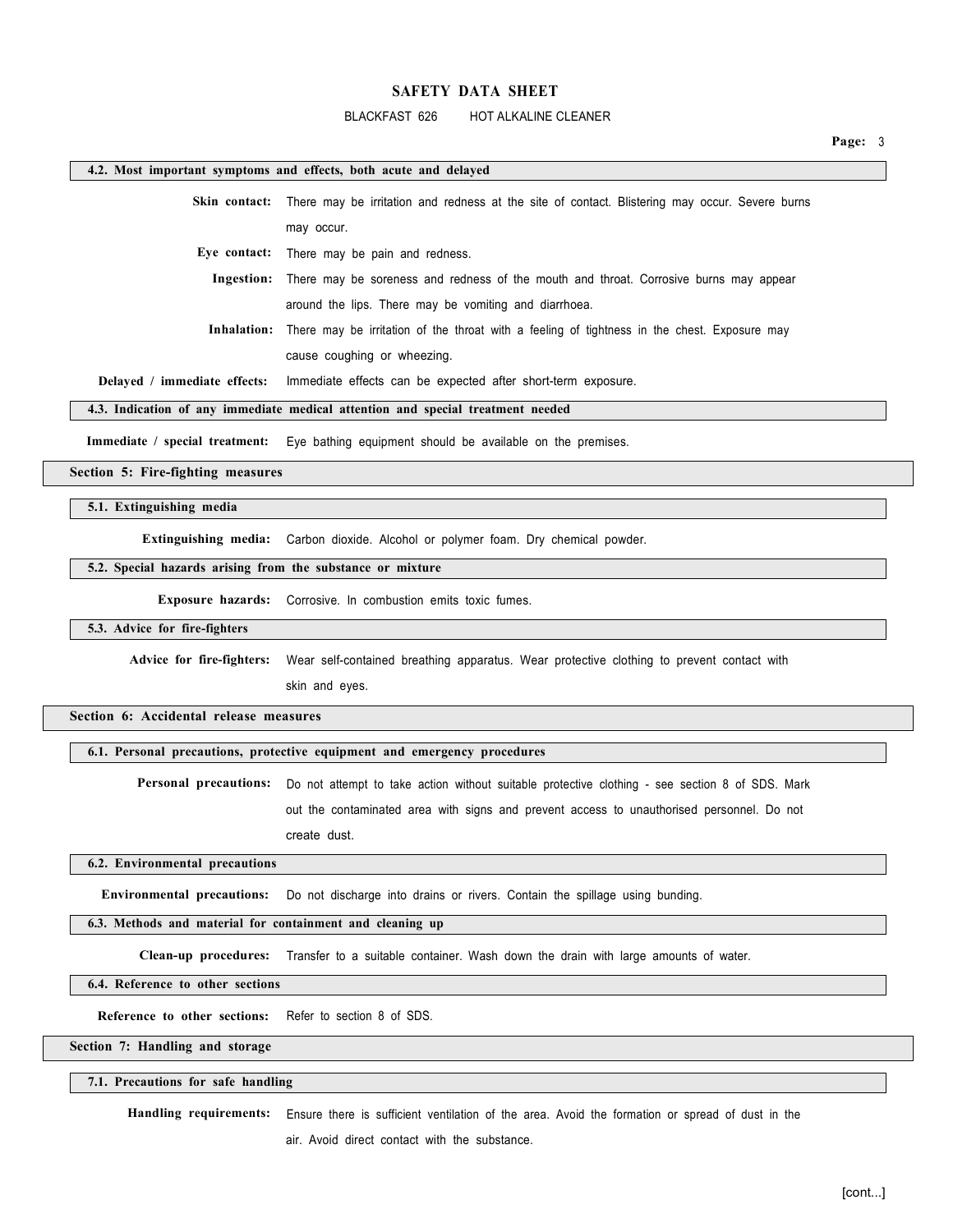#### 4.2. Most important symptoms and effects, both acute and delayed

**Skin contact:** There may be irritation and redness at the site of contact. Blistering may occur. Severe burns may occur.

**Eye contact:** There may be pain and redness.

**Ingestion:** There may be soreness and redness of the mouth and throat. Corrosive burns may appear around the lips. There may be vomiting and diarrhoea.

**Inhalation:** There may be irritation of the throat with a feeling of tightness in the chest. Exposure may cause coughing or wheezing.

**Delayed / immediate effects:** Immediate effects can be expected after short-term exposure.

#### 4.3. Indication of any immediate medical attention and special treatment needed

**Immediate / special treatment:** Eye bathing equipment should be available on the premises.

## Section 5: Fire-fighting measures

#### 5.1. Extinguishing media

**Extinguishing media:** Carbon dioxide. Alcohol or polymer foam. Dry chemical powder.

#### 5.2. Special hazards arising from the substance or mixture

**Exposure hazards:** Corrosive. In combustion emits toxic fumes.

#### 5.3. Advice for fire-fighters

**Advice for fire-fighters:** Wear self-contained breathing apparatus. Wear protective clothing to prevent contact with skin and eyes.

## Section 6: Accidental release measures

#### 6.1. Personal precautions, protective equipment and emergency procedures

**Personal precautions:** Do not attempt to take action without suitable protective clothing - see section 8 of SDS. Mark out the contaminated area with signs and prevent access to unauthorised personnel. Do not create dust.

#### 6.2. Environmental precautions

**Environmental precautions:** Do not discharge into drains or rivers. Contain the spillage using bunding.

#### 6.3. Methods and material for containment and cleaning up

**Clean-up procedures:** Transfer to a suitable container. Wash down the drain with large amounts of water.

#### 6.4. Reference to other sections

**Reference to other sections:** Refer to section 8 of SDS.

## Section 7: Handling and storage

#### 7.1. Precautions for safe handling

**Handling requirements:** Ensure there is sufficient ventilation of the area. Avoid the formation or spread of dust in the air. Avoid direct contact with the substance.

[cont...]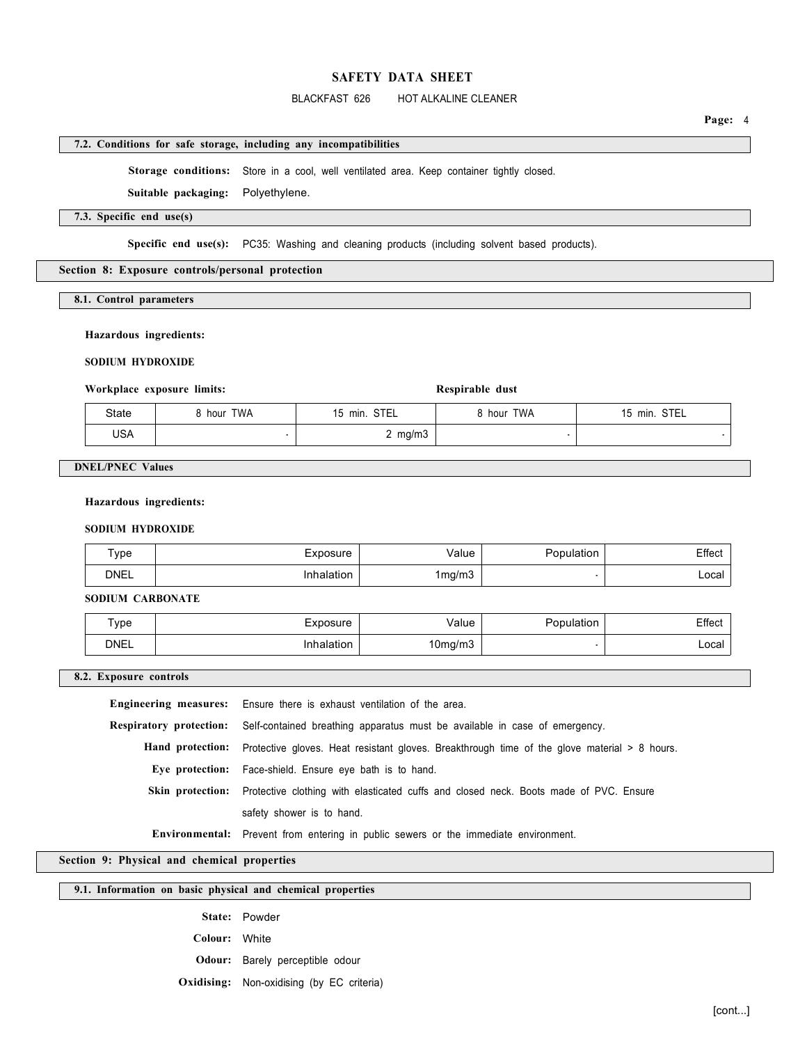### 7.2. Conditions for safe storage, including any incompatibilities

**Storage conditions:** Store in a cool, well ventilated area. Keep container tightly closed.

**Suitable packaging:** Polyethylene.

### 7.3. Specific end use(s)

**Specific end use(s):** PC35: Washing and cleaning products (including solvent based products).

## Section 8: Exposure controls/personal protection

### 8.1. Control parameters

**Hazardous ingredients:**

**SODIUM HYDROXIDE**

| | Workplace exposure limits: | | Respirable dust | |
|---|---|---|---|---|
| State | 8 hour TWA | 15 min. STEL | 8 hour TWA | 15 min. STEL |
| USA | - | 2 mg/m3 | - | - |

### DNEL/PNEC Values

**Hazardous ingredients:**

**SODIUM HYDROXIDE**

| Type | Exposure | Value | Population | Effect |
|---|---|---|---|---|
| DNEL | Inhalation | 1mg/m3 | - | Local |

**SODIUM CARBONATE**

| Type | Exposure | Value | Population | Effect |
|---|---|---|---|---|
| DNEL | Inhalation | 10mg/m3 | - | Local |

### 8.2. Exposure controls

**Engineering measures:** Ensure there is exhaust ventilation of the area.

**Respiratory protection:** Self-contained breathing apparatus must be available in case of emergency.

**Hand protection:** Protective gloves. Heat resistant gloves. Breakthrough time of the glove material > 8 hours.

**Eye protection:** Face-shield. Ensure eye bath is to hand.

**Skin protection:** Protective clothing with elasticated cuffs and closed neck. Boots made of PVC. Ensure safety shower is to hand.

**Environmental:** Prevent from entering in public sewers or the immediate environment.

## Section 9: Physical and chemical properties

### 9.1. Information on basic physical and chemical properties

**State:** Powder

**Colour:** White

**Odour:** Barely perceptible odour

**Oxidising:** Non-oxidising (by EC criteria)

[cont...]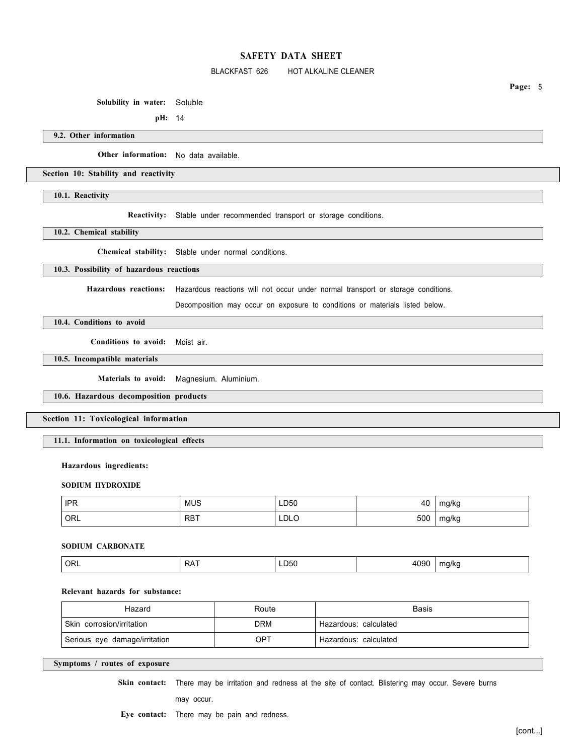**Solubility in water:** Soluble

**pH:** 14

### 9.2. Other information

**Other information:** No data available.

## Section 10: Stability and reactivity

### 10.1. Reactivity

**Reactivity:** Stable under recommended transport or storage conditions.

### 10.2. Chemical stability

**Chemical stability:** Stable under normal conditions.

### 10.3. Possibility of hazardous reactions

**Hazardous reactions:** Hazardous reactions will not occur under normal transport or storage conditions.

Decomposition may occur on exposure to conditions or materials listed below.

### 10.4. Conditions to avoid

**Conditions to avoid:** Moist air.

### 10.5. Incompatible materials

**Materials to avoid:** Magnesium. Aluminium.

### 10.6. Hazardous decomposition products

## Section 11: Toxicological information

### 11.1. Information on toxicological effects

**Hazardous ingredients:**

**SODIUM HYDROXIDE**

| | | | | |
|---|---|---|---|---|
| IPR | MUS | LD50 | 40 | mg/kg |
| ORL | RBT | LDLO | 500 | mg/kg |

**SODIUM CARBONATE**

| | | | | |
|---|---|---|---|---|
| ORL | RAT | LD50 | 4090 | mg/kg |

**Relevant hazards for substance:**

| Hazard | Route | Basis |
|---|---|---|
| Skin corrosion/irritation | DRM | Hazardous: calculated |
| Serious eye damage/irritation | OPT | Hazardous: calculated |

### Symptoms / routes of exposure

**Skin contact:** There may be irritation and redness at the site of contact. Blistering may occur. Severe burns may occur.

**Eye contact:** There may be pain and redness.

[cont...]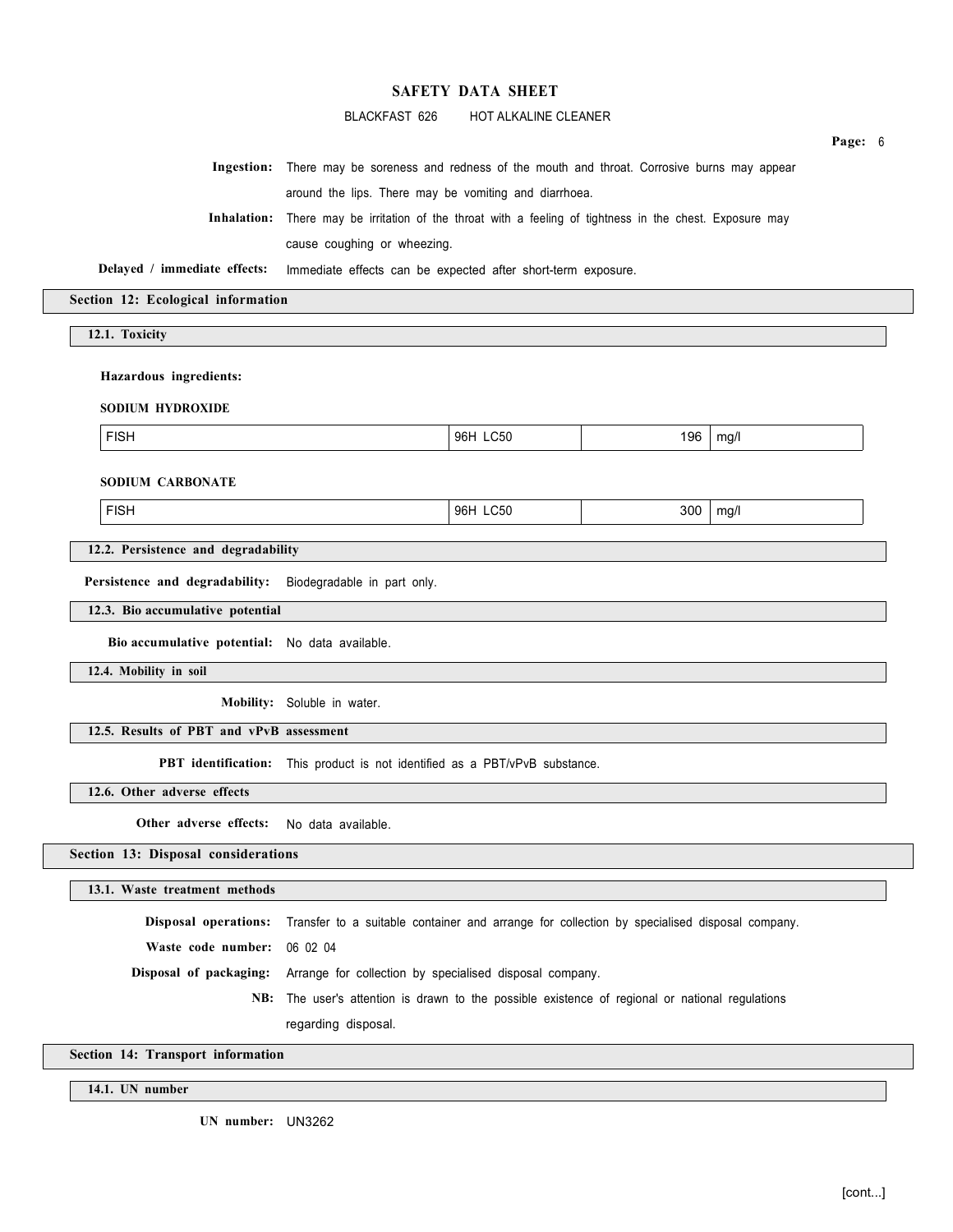**Ingestion:** There may be soreness and redness of the mouth and throat. Corrosive burns may appear around the lips. There may be vomiting and diarrhoea.

**Inhalation:** There may be irritation of the throat with a feeling of tightness in the chest. Exposure may cause coughing or wheezing.

**Delayed / immediate effects:** Immediate effects can be expected after short-term exposure.

## Section 12: Ecological information

### 12.1. Toxicity

**Hazardous ingredients:**

**SODIUM HYDROXIDE**

| FISH | 96H LC50 | 196 | mg/l |
|---|---|---|---|

**SODIUM CARBONATE**

| FISH | 96H LC50 | 300 | mg/l |
|---|---|---|---|

### 12.2. Persistence and degradability

**Persistence and degradability:** Biodegradable in part only.

### 12.3. Bio accumulative potential

**Bio accumulative potential:** No data available.

### 12.4. Mobility in soil

**Mobility:** Soluble in water.

### 12.5. Results of PBT and vPvB assessment

**PBT identification:** This product is not identified as a PBT/vPvB substance.

### 12.6. Other adverse effects

**Other adverse effects:** No data available.

## Section 13: Disposal considerations

### 13.1. Waste treatment methods

**Disposal operations:** Transfer to a suitable container and arrange for collection by specialised disposal company.

**Waste code number:** 06 02 04

**Disposal of packaging:** Arrange for collection by specialised disposal company.

**NB:** The user's attention is drawn to the possible existence of regional or national regulations regarding disposal.

## Section 14: Transport information

### 14.1. UN number

**UN number:** UN3262

[cont...]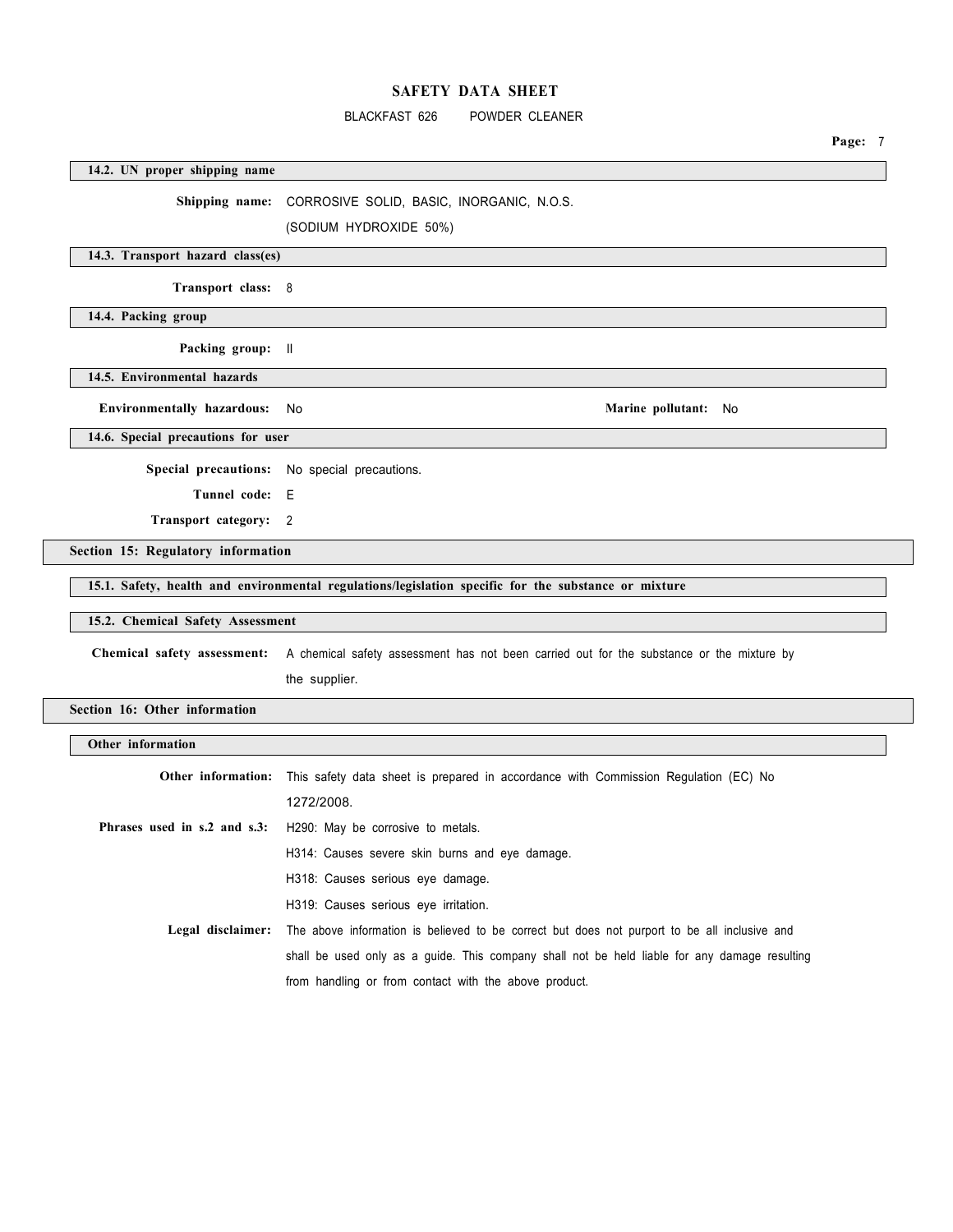#### 14.2. UN proper shipping name

**Shipping name:** CORROSIVE SOLID, BASIC, INORGANIC, N.O.S. (SODIUM HYDROXIDE 50%)

#### 14.3. Transport hazard class(es)

**Transport class:** 8

#### 14.4. Packing group

**Packing group:** II

#### 14.5. Environmental hazards

**Environmentally hazardous:** No

**Marine pollutant:** No

#### 14.6. Special precautions for user

**Special precautions:** No special precautions.

**Tunnel code:** E

**Transport category:** 2

## Section 15: Regulatory information

#### 15.1. Safety, health and environmental regulations/legislation specific for the substance or mixture

#### 15.2. Chemical Safety Assessment

**Chemical safety assessment:** A chemical safety assessment has not been carried out for the substance or the mixture by the supplier.

## Section 16: Other information

#### Other information

**Other information:** This safety data sheet is prepared in accordance with Commission Regulation (EC) No 1272/2008.

**Phrases used in s.2 and s.3:**

H290: May be corrosive to metals.

H314: Causes severe skin burns and eye damage.

H318: Causes serious eye damage.

H319: Causes serious eye irritation.

**Legal disclaimer:** The above information is believed to be correct but does not purport to be all inclusive and shall be used only as a guide. This company shall not be held liable for any damage resulting from handling or from contact with the above product.